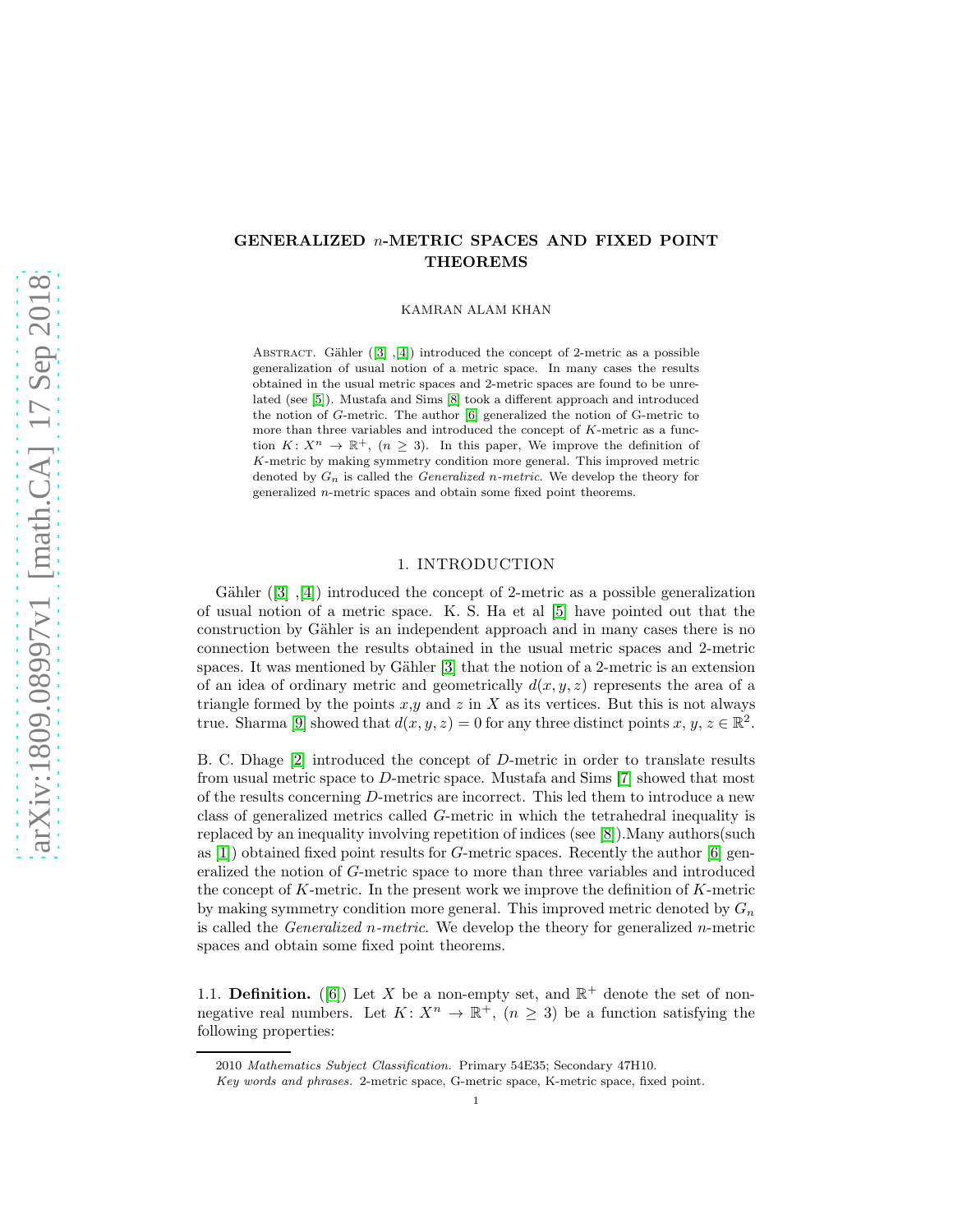# GENERALIZED $n$-METRIC SPACES AND FIXED POINT THEOREMS

KAMRAN ALAM KHAN

ABSTRACT. Gähler ([3] ,[4]) introduced the concept of 2-metric as a possible generalization of usual notion of a metric space. In many cases the results obtained in the usual metric spaces and 2-metric spaces are found to be unrelated (see [5]). Mustafa and Sims [8] took a different approach and introduced the notion of $G$-metric. The author [6] generalized the notion of G-metric to more than three variables and introduced the concept of $K$-metric as a function $K\colon X^n \to \mathbb{R}^+$, $(n \geq 3)$. In this paper, We improve the definition of $K$-metric by making symmetry condition more general. This improved metric denoted by $G_n$ is called the *Generalized n-metric*. We develop the theory for generalized $n$-metric spaces and obtain some fixed point theorems.

## 1. INTRODUCTION

Gähler ([3] ,[4]) introduced the concept of 2-metric as a possible generalization of usual notion of a metric space. K. S. Ha et al [5] have pointed out that the construction by Gähler is an independent approach and in many cases there is no connection between the results obtained in the usual metric spaces and 2-metric spaces. It was mentioned by Gähler [3] that the notion of a 2-metric is an extension of an idea of ordinary metric and geometrically $d(x, y, z)$ represents the area of a triangle formed by the points $x$,$y$ and $z$ in $X$ as its vertices. But this is not always true. Sharma [9] showed that $d(x, y, z) = 0$ for any three distinct points $x$, $y$, $z \in \mathbb{R}^2$.

B. C. Dhage [2] introduced the concept of $D$-metric in order to translate results from usual metric space to $D$-metric space. Mustafa and Sims [7] showed that most of the results concerning $D$-metrics are incorrect. This led them to introduce a new class of generalized metrics called $G$-metric in which the tetrahedral inequality is replaced by an inequality involving repetition of indices (see [8]).Many authors(such as [1]) obtained fixed point results for $G$-metric spaces. Recently the author [6] generalized the notion of $G$-metric space to more than three variables and introduced the concept of $K$-metric. In the present work we improve the definition of $K$-metric by making symmetry condition more general. This improved metric denoted by $G_n$ is called the *Generalized n-metric*. We develop the theory for generalized $n$-metric spaces and obtain some fixed point theorems.

1.1. **Definition.** ([6]) Let $X$ be a non-empty set, and $\mathbb{R}^+$ denote the set of non-negative real numbers. Let $K\colon X^n \to \mathbb{R}^+$, $(n \geq 3)$ be a function satisfying the following properties:

2010 *Mathematics Subject Classification.* Primary 54E35; Secondary 47H10.

*Key words and phrases.* 2-metric space, G-metric space, K-metric space, fixed point.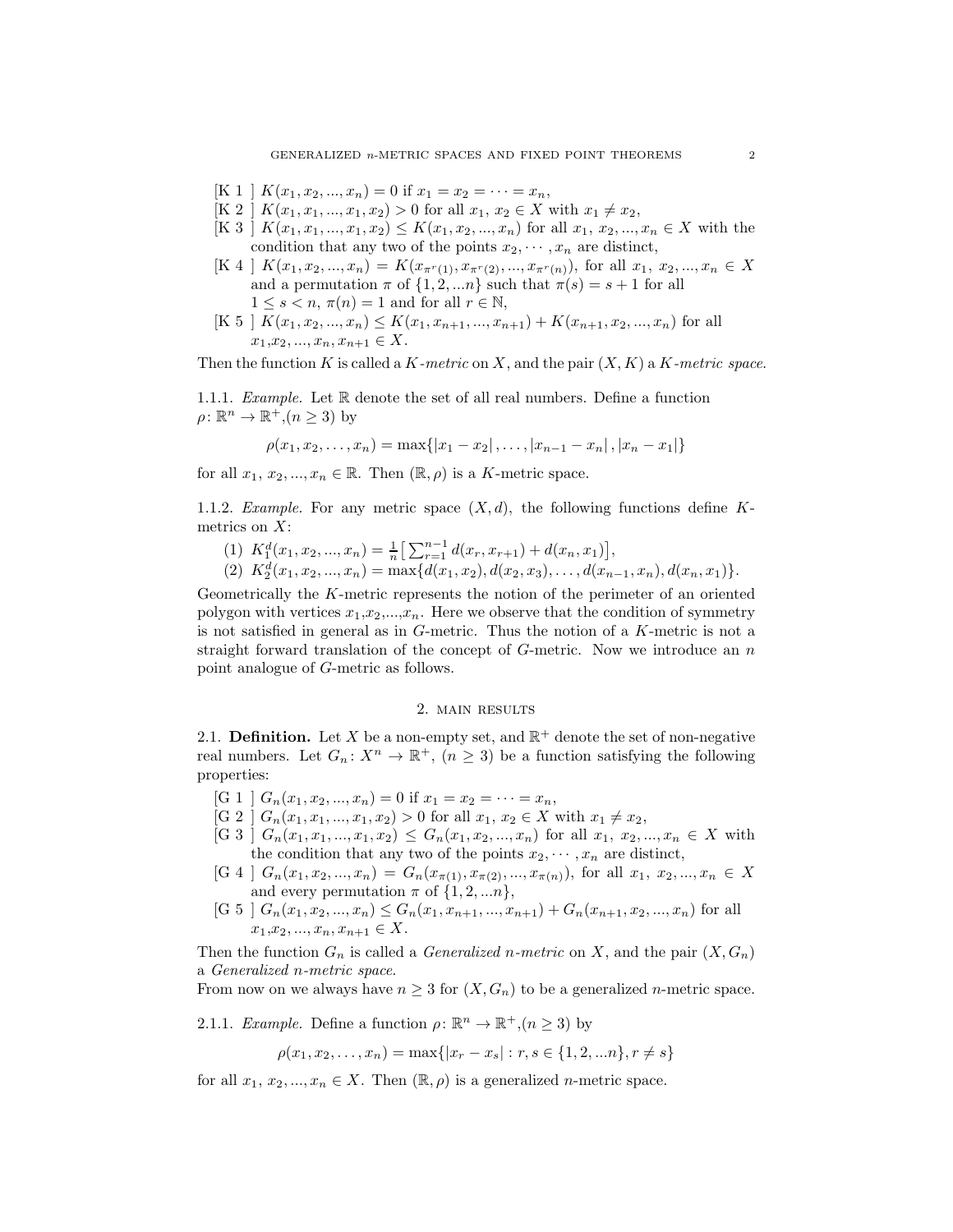- [K 1 ] $K(x_1, x_2, ..., x_n) = 0$ if $x_1 = x_2 = \cdots = x_n$,
- [K 2 ] $K(x_1, x_1, ..., x_1, x_2) > 0$ for all $x_1,\ x_2 \in X$ with $x_1 \neq x_2$,
- [K 3 ] $K(x_1, x_1, ..., x_1, x_2) \leq K(x_1, x_2, ..., x_n)$ for all $x_1,\ x_2, ..., x_n \in X$ with the condition that any two of the points $x_2, \cdots, x_n$ are distinct,
- [K 4 ] $K(x_1, x_2, ..., x_n) = K(x_{\pi^r(1)}, x_{\pi^r(2)}, ..., x_{\pi^r(n)})$, for all $x_1,\ x_2, ..., x_n \in X$ and a permutation $\pi$ of $\{1, 2, ...n\}$ such that $\pi(s) = s + 1$ for all $1 \leq s < n$, $\pi(n) = 1$ and for all $r \in \mathbb{N}$,
- [K 5 ] $K(x_1, x_2, ..., x_n) \leq K(x_1, x_{n+1}, ..., x_{n+1}) + K(x_{n+1}, x_2, ..., x_n)$ for all $x_1, x_2, ..., x_n, x_{n+1} \in X$.

Then the function $K$ is called a *$K$-metric* on $X$, and the pair $(X, K)$ a *$K$-metric space*.

1.1.1. *Example.* Let $\mathbb{R}$ denote the set of all real numbers. Define a function $\rho\colon \mathbb{R}^n \to \mathbb{R}^+, (n \geq 3)$ by

$$\rho(x_1, x_2, \ldots, x_n) = \max\{|x_1 - x_2|, \ldots, |x_{n-1} - x_n|, |x_n - x_1|\}$$

for all $x_1,\ x_2, ..., x_n \in \mathbb{R}$. Then $(\mathbb{R}, \rho)$ is a $K$-metric space.

1.1.2. *Example.* For any metric space $(X, d)$, the following functions define $K$-metrics on $X$:

1. $K_1^d(x_1, x_2, ..., x_n) = \frac{1}{n}\big[\sum_{r=1}^{n-1} d(x_r, x_{r+1}) + d(x_n, x_1)\big]$,
2. $K_2^d(x_1, x_2, ..., x_n) = \max\{d(x_1, x_2), d(x_2, x_3), \ldots, d(x_{n-1}, x_n), d(x_n, x_1)\}$.

Geometrically the $K$-metric represents the notion of the perimeter of an oriented polygon with vertices $x_1$,$x_2$,...,$x_n$. Here we observe that the condition of symmetry is not satisfied in general as in $G$-metric. Thus the notion of a $K$-metric is not a straight forward translation of the concept of $G$-metric. Now we introduce an $n$ point analogue of $G$-metric as follows.

## 2. Main results

2.1. **Definition.** Let $X$ be a non-empty set, and $\mathbb{R}^+$ denote the set of non-negative real numbers. Let $G_n\colon X^n \to \mathbb{R}^+, (n \geq 3)$ be a function satisfying the following properties:

- [G 1 ] $G_n(x_1, x_2, ..., x_n) = 0$ if $x_1 = x_2 = \cdots = x_n$,
- [G 2 ] $G_n(x_1, x_1, ..., x_1, x_2) > 0$ for all $x_1,\ x_2 \in X$ with $x_1 \neq x_2$,
- [G 3 ] $G_n(x_1, x_1, ..., x_1, x_2) \leq G_n(x_1, x_2, ..., x_n)$ for all $x_1,\ x_2, ..., x_n \in X$ with the condition that any two of the points $x_2, \cdots, x_n$ are distinct,
- [G 4 ] $G_n(x_1, x_2, ..., x_n) = G_n(x_{\pi(1)}, x_{\pi(2)}, ..., x_{\pi(n)})$, for all $x_1,\ x_2, ..., x_n \in X$ and every permutation $\pi$ of $\{1, 2, ...n\}$,
- [G 5 ] $G_n(x_1, x_2, ..., x_n) \leq G_n(x_1, x_{n+1}, ..., x_{n+1}) + G_n(x_{n+1}, x_2, ..., x_n)$ for all $x_1, x_2, ..., x_n, x_{n+1} \in X$.

Then the function $G_n$ is called a *Generalized $n$-metric* on $X$, and the pair $(X, G_n)$ a *Generalized $n$-metric space*.
From now on we always have $n \geq 3$ for $(X, G_n)$ to be a generalized $n$-metric space.

2.1.1. *Example.* Define a function $\rho\colon \mathbb{R}^n \to \mathbb{R}^+, (n \geq 3)$ by

$$\rho(x_1, x_2, \ldots, x_n) = \max\{|x_r - x_s| : r, s \in \{1, 2, ...n\}, r \neq s\}$$

for all $x_1,\ x_2, ..., x_n \in X$. Then $(\mathbb{R}, \rho)$ is a generalized $n$-metric space.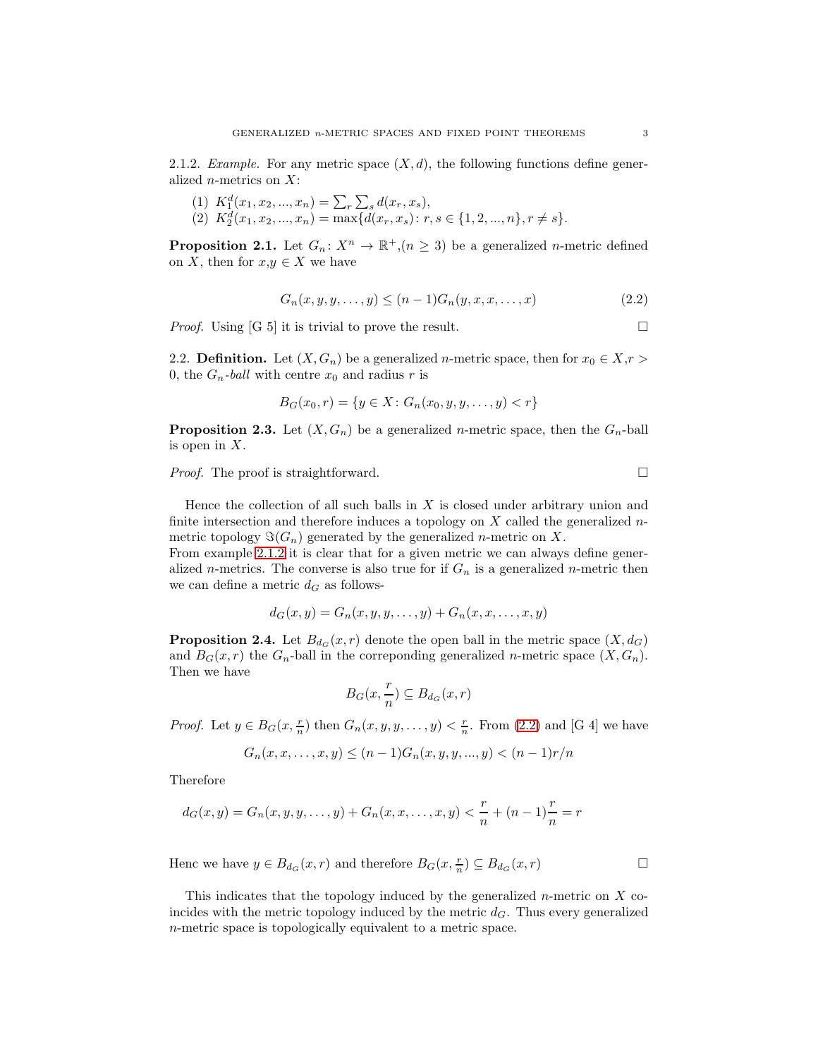2.1.2. *Example.* For any metric space $(X, d)$, the following functions define generalized $n$-metrics on $X$:

(1) $K_1^d(x_1, x_2, ..., x_n) = \sum_r \sum_s d(x_r, x_s)$,
(2) $K_2^d(x_1, x_2, ..., x_n) = \max\{d(x_r, x_s) \colon r, s \in \{1, 2, ..., n\}, r \neq s\}$.

**Proposition 2.1.** Let $G_n \colon X^n \to \mathbb{R}^+, (n \geq 3)$ be a generalized $n$-metric defined on $X$, then for $x,y \in X$ we have

$$G_n(x, y, y, \ldots, y) \leq (n-1)G_n(y, x, x, \ldots, x) \tag{2.2}$$

*Proof.* Using [G 5] it is trivial to prove the result. $\square$

2.2. **Definition.** Let $(X, G_n)$ be a generalized $n$-metric space, then for $x_0 \in X, r > 0$, the $G_n$*-ball* with centre $x_0$ and radius $r$ is

$$B_G(x_0, r) = \{y \in X \colon G_n(x_0, y, y, \ldots, y) < r\}$$

**Proposition 2.3.** Let $(X, G_n)$ be a generalized $n$-metric space, then the $G_n$-ball is open in $X$.

*Proof.* The proof is straightforward. $\square$

Hence the collection of all such balls in $X$ is closed under arbitrary union and finite intersection and therefore induces a topology on $X$ called the generalized $n$-metric topology $\Im(G_n)$ generated by the generalized $n$-metric on $X$.
From example 2.1.2 it is clear that for a given metric we can always define generalized $n$-metrics. The converse is also true for if $G_n$ is a generalized $n$-metric then we can define a metric $d_G$ as follows-

$$d_G(x, y) = G_n(x, y, y, \ldots, y) + G_n(x, x, \ldots, x, y)$$

**Proposition 2.4.** Let $B_{d_G}(x, r)$ denote the open ball in the metric space $(X, d_G)$ and $B_G(x, r)$ the $G_n$-ball in the correponding generalized $n$-metric space $(X, G_n)$. Then we have

$$B_G(x, \frac{r}{n}) \subseteq B_{d_G}(x, r)$$

*Proof.* Let $y \in B_G(x, \frac{r}{n})$ then $G_n(x, y, y, \ldots, y) < \frac{r}{n}$. From (2.2) and [G 4] we have

$$G_n(x, x, \ldots, x, y) \leq (n-1)G_n(x, y, y, ..., y) < (n-1)r/n$$

Therefore

$$d_G(x, y) = G_n(x, y, y, \ldots, y) + G_n(x, x, \ldots, x, y) < \frac{r}{n} + (n-1)\frac{r}{n} = r$$

Henc we have $y \in B_{d_G}(x, r)$ and therefore $B_G(x, \frac{r}{n}) \subseteq B_{d_G}(x, r)$ $\square$

This indicates that the topology induced by the generalized $n$-metric on $X$ coincides with the metric topology induced by the metric $d_G$. Thus every generalized $n$-metric space is topologically equivalent to a metric space.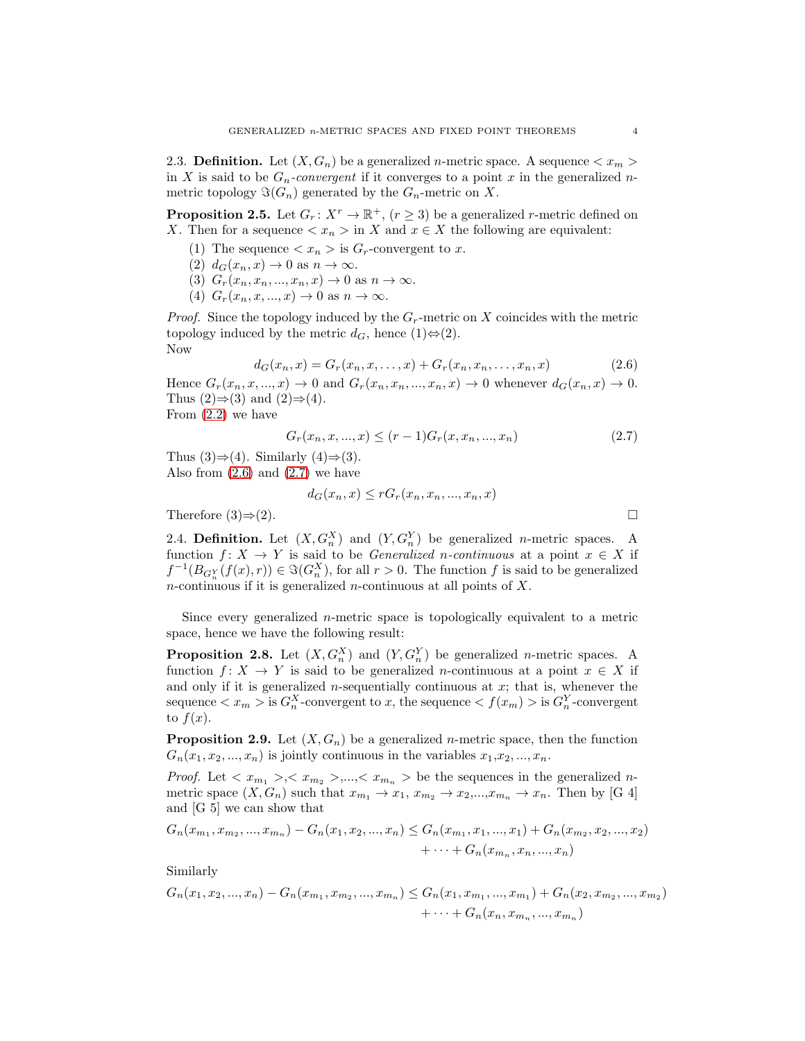2.3. **Definition.** Let $(X, G_n)$ be a generalized $n$-metric space. A sequence $< x_m >$ in $X$ is said to be *$G_n$-convergent* if it converges to a point $x$ in the generalized $n$-metric topology $\Im(G_n)$ generated by the $G_n$-metric on $X$.

**Proposition 2.5.** Let $G_r \colon X^r \to \mathbb{R}^+$, $(r \geq 3)$ be a generalized $r$-metric defined on $X$. Then for a sequence $< x_n >$ in $X$ and $x \in X$ the following are equivalent:

1. The sequence $< x_n >$ is $G_r$-convergent to $x$.
2. $d_G(x_n, x) \to 0$ as $n \to \infty$.
3. $G_r(x_n, x_n, ..., x_n, x) \to 0$ as $n \to \infty$.
4. $G_r(x_n, x, ..., x) \to 0$ as $n \to \infty$.

*Proof.* Since the topology induced by the $G_r$-metric on $X$ coincides with the metric topology induced by the metric $d_G$, hence (1)⇔(2).
Now

$$d_G(x_n, x) = G_r(x_n, x, \ldots, x) + G_r(x_n, x_n, \ldots, x_n, x) \tag{2.6}$$

Hence $G_r(x_n, x, ..., x) \to 0$ and $G_r(x_n, x_n, ..., x_n, x) \to 0$ whenever $d_G(x_n, x) \to 0$. Thus (2)⇒(3) and (2)⇒(4).
From (2.2) we have

$$G_r(x_n, x, ..., x) \leq (r-1) G_r(x, x_n, ..., x_n) \tag{2.7}$$

Thus (3)⇒(4). Similarly (4)⇒(3).
Also from (2.6) and (2.7) we have

$$d_G(x_n, x) \leq r G_r(x_n, x_n, ..., x_n, x)$$

Therefore (3)⇒(2). □

2.4. **Definition.** Let $(X, G_n^X)$ and $(Y, G_n^Y)$ be generalized $n$-metric spaces. A function $f \colon X \to Y$ is said to be *Generalized $n$-continuous* at a point $x \in X$ if $f^{-1}(B_{G_n^Y}(f(x), r)) \in \Im(G_n^X)$, for all $r > 0$. The function $f$ is said to be generalized $n$-continuous if it is generalized $n$-continuous at all points of $X$.

Since every generalized $n$-metric space is topologically equivalent to a metric space, hence we have the following result:

**Proposition 2.8.** Let $(X, G_n^X)$ and $(Y, G_n^Y)$ be generalized $n$-metric spaces. A function $f \colon X \to Y$ is said to be generalized $n$-continuous at a point $x \in X$ if and only if it is generalized $n$-sequentially continuous at $x$; that is, whenever the sequence $< x_m >$ is $G_n^X$-convergent to $x$, the sequence $< f(x_m) >$ is $G_n^Y$-convergent to $f(x)$.

**Proposition 2.9.** Let $(X, G_n)$ be a generalized $n$-metric space, then the function $G_n(x_1, x_2, ..., x_n)$ is jointly continuous in the variables $x_1, x_2, ..., x_n$.

*Proof.* Let $< x_{m_1} >, < x_{m_2} >, ..., < x_{m_n} >$ be the sequences in the generalized $n$-metric space $(X, G_n)$ such that $x_{m_1} \to x_1$, $x_{m_2} \to x_2, ..., x_{m_n} \to x_n$. Then by [G 4] and [G 5] we can show that

$$\begin{aligned} G_n(x_{m_1}, x_{m_2}, ..., x_{m_n}) - G_n(x_1, x_2, ..., x_n) \leq\; & G_n(x_{m_1}, x_1, ..., x_1) + G_n(x_{m_2}, x_2, ..., x_2) \\ & + \cdots + G_n(x_{m_n}, x_n, ..., x_n) \end{aligned}$$

Similarly

$$\begin{aligned} G_n(x_1, x_2, ..., x_n) - G_n(x_{m_1}, x_{m_2}, ..., x_{m_n}) \leq\; & G_n(x_1, x_{m_1}, ..., x_{m_1}) + G_n(x_2, x_{m_2}, ..., x_{m_2}) \\ & + \cdots + G_n(x_n, x_{m_n}, ..., x_{m_n}) \end{aligned}$$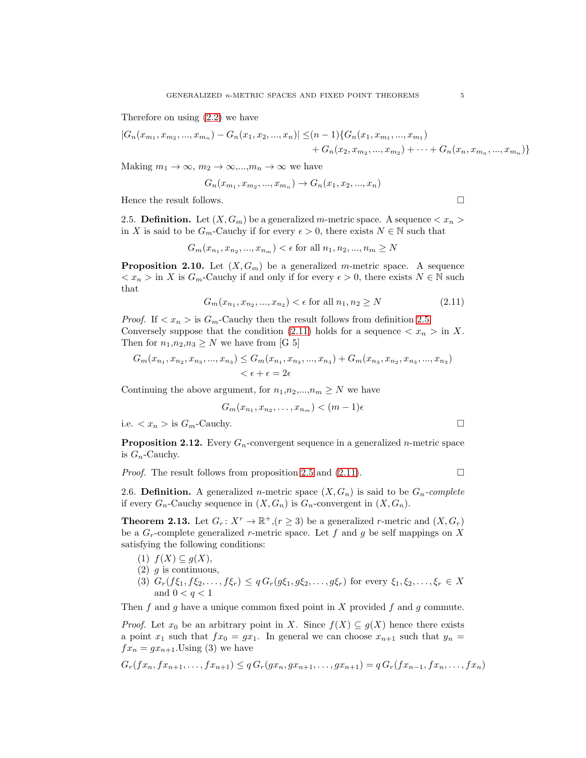Therefore on using (2.2) we have

$$|G_n(x_{m_1}, x_{m_2}, ..., x_{m_n}) - G_n(x_1, x_2, ..., x_n)| \leq (n-1)\{G_n(x_1, x_{m_1}, ..., x_{m_1}) + G_n(x_2, x_{m_2}, ..., x_{m_2}) + \cdots + G_n(x_n, x_{m_n}, ..., x_{m_n})\}$$

Making $m_1 \to \infty$, $m_2 \to \infty$,...,$m_n \to \infty$ we have

$$G_n(x_{m_1}, x_{m_2}, ..., x_{m_n}) \to G_n(x_1, x_2, ..., x_n)$$

Hence the result follows. □

2.5. **Definition.** Let $(X, G_m)$ be a generalized $m$-metric space. A sequence $< x_n >$ in $X$ is said to be $G_m$-Cauchy if for every $\epsilon > 0$, there exists $N \in \mathbb{N}$ such that

$$G_m(x_{n_1}, x_{n_2}, ..., x_{n_m}) < \epsilon \text{ for all } n_1, n_2, ..., n_m \geq N$$

**Proposition 2.10.** Let $(X, G_m)$ be a generalized $m$-metric space. A sequence $< x_n >$ in $X$ is $G_m$-Cauchy if and only if for every $\epsilon > 0$, there exists $N \in \mathbb{N}$ such that

$$G_m(x_{n_1}, x_{n_2}, ..., x_{n_2}) < \epsilon \text{ for all } n_1, n_2 \geq N \tag{2.11}$$

*Proof.* If $< x_n >$ is $G_m$-Cauchy then the result follows from definition 2.5. Conversely suppose that the condition (2.11) holds for a sequence $< x_n >$ in $X$. Then for $n_1$,$n_2$,$n_3 \geq N$ we have from [G 5]

$$\begin{aligned} G_m(x_{n_1}, x_{n_2}, x_{n_3}, ..., x_{n_3}) &\leq G_m(x_{n_1}, x_{n_3}, ..., x_{n_3}) + G_m(x_{n_3}, x_{n_2}, x_{n_3}, ..., x_{n_3}) \\ &< \epsilon + \epsilon = 2\epsilon \end{aligned}$$

Continuing the above argument, for $n_1$,$n_2$,...,$n_m \geq N$ we have

$$G_m(x_{n_1}, x_{n_2}, \ldots, x_{n_m}) < (m-1)\epsilon$$

i.e. $< x_n >$ is $G_m$-Cauchy. □

**Proposition 2.12.** Every $G_n$-convergent sequence in a generalized $n$-metric space is $G_n$-Cauchy.

*Proof.* The result follows from proposition 2.5 and (2.11). □

2.6. **Definition.** A generalized $n$-metric space $(X, G_n)$ is said to be $G_n$*-complete* if every $G_n$-Cauchy sequence in $(X, G_n)$ is $G_n$-convergent in $(X, G_n)$.

**Theorem 2.13.** Let $G_r \colon X^r \to \mathbb{R}^+$,$(r \geq 3)$ be a generalized $r$-metric and $(X, G_r)$ be a $G_r$-complete generalized $r$-metric space. Let $f$ and $g$ be self mappings on $X$ satisfying the following conditions:

1. $f(X) \subseteq g(X)$,
2. $g$ is continuous,
3. $G_r(f\xi_1, f\xi_2, \ldots, f\xi_r) \leq q\, G_r(g\xi_1, g\xi_2, \ldots, g\xi_r)$ for every $\xi_1, \xi_2, \ldots, \xi_r \in X$ and $0 < q < 1$

Then $f$ and $g$ have a unique common fixed point in $X$ provided $f$ and $g$ commute.

*Proof.* Let $x_0$ be an arbitrary point in $X$. Since $f(X) \subseteq g(X)$ hence there exists a point $x_1$ such that $fx_0 = gx_1$. In general we can choose $x_{n+1}$ such that $y_n = fx_n = gx_{n+1}$.Using (3) we have

$$G_r(fx_n, fx_{n+1}, \ldots, fx_{n+1}) \leq q\, G_r(gx_n, gx_{n+1}, \ldots, gx_{n+1}) = q\, G_r(fx_{n-1}, fx_n, \ldots, fx_n)$$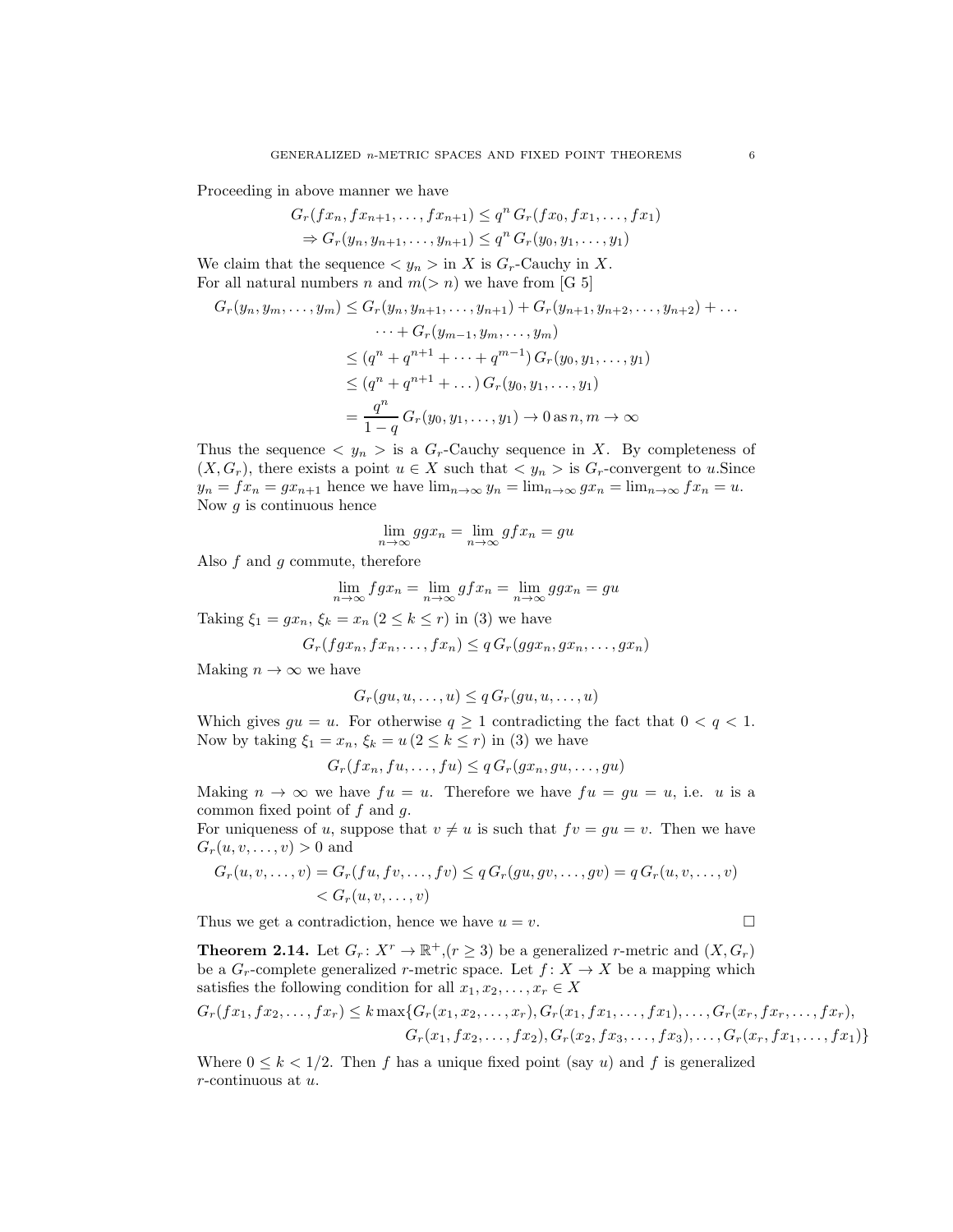Proceeding in above manner we have

$$G_r(fx_n, fx_{n+1}, \dots, fx_{n+1}) \leq q^n \, G_r(fx_0, fx_1, \dots, fx_1)$$
$$\Rightarrow G_r(y_n, y_{n+1}, \dots, y_{n+1}) \leq q^n \, G_r(y_0, y_1, \dots, y_1)$$

We claim that the sequence $< y_n >$ in $X$ is $G_r$-Cauchy in $X$.
For all natural numbers $n$ and $m(> n)$ we have from [G 5]

$$\begin{aligned}
G_r(y_n, y_m, \dots, y_m) &\leq G_r(y_n, y_{n+1}, \dots, y_{n+1}) + G_r(y_{n+1}, y_{n+2}, \dots, y_{n+2}) + \dots \\
&\quad \dots + G_r(y_{m-1}, y_m, \dots, y_m) \\
&\leq (q^n + q^{n+1} + \dots + q^{m-1}) \, G_r(y_0, y_1, \dots, y_1) \\
&\leq (q^n + q^{n+1} + \dots) \, G_r(y_0, y_1, \dots, y_1) \\
&= \frac{q^n}{1-q} \, G_r(y_0, y_1, \dots, y_1) \to 0 \, \text{as} \, n, m \to \infty
\end{aligned}$$

Thus the sequence $< y_n >$ is a $G_r$-Cauchy sequence in $X$. By completeness of $(X, G_r)$, there exists a point $u \in X$ such that $< y_n >$ is $G_r$-convergent to $u$.Since $y_n = fx_n = gx_{n+1}$ hence we have $\lim_{n\to\infty} y_n = \lim_{n\to\infty} gx_n = \lim_{n\to\infty} fx_n = u$. Now $g$ is continuous hence

$$\lim_{n\to\infty} ggx_n = \lim_{n\to\infty} gfx_n = gu$$

Also $f$ and $g$ commute, therefore

$$\lim_{n\to\infty} fgx_n = \lim_{n\to\infty} gfx_n = \lim_{n\to\infty} ggx_n = gu$$

Taking $\xi_1 = gx_n$, $\xi_k = x_n \, (2 \leq k \leq r)$ in (3) we have

$$G_r(fgx_n, fx_n, \dots, fx_n) \leq q \, G_r(ggx_n, gx_n, \dots, gx_n)$$

Making $n \to \infty$ we have

$$G_r(gu, u, \dots, u) \leq q \, G_r(gu, u, \dots, u)$$

Which gives $gu = u$. For otherwise $q \geq 1$ contradicting the fact that $0 < q < 1$. Now by taking $\xi_1 = x_n$, $\xi_k = u \, (2 \leq k \leq r)$ in (3) we have

$$G_r(fx_n, fu, \dots, fu) \leq q \, G_r(gx_n, gu, \dots, gu)$$

Making $n \to \infty$ we have $fu = u$. Therefore we have $fu = gu = u$, i.e. $u$ is a common fixed point of $f$ and $g$.
For uniqueness of $u$, suppose that $v \neq u$ is such that $fv = gu = v$. Then we have $G_r(u, v, \dots, v) > 0$ and

$$\begin{aligned}
G_r(u, v, \dots, v) = G_r(fu, fv, \dots, fv) &\leq q \, G_r(gu, gv, \dots, gv) = q \, G_r(u, v, \dots, v) \\
&< G_r(u, v, \dots, v)
\end{aligned}$$

Thus we get a contradiction, hence we have $u = v$. □

**Theorem 2.14.** *Let $G_r \colon X^r \to \mathbb{R}^+$,$(r \geq 3)$ be a generalized $r$-metric and $(X, G_r)$ be a $G_r$-complete generalized $r$-metric space. Let $f \colon X \to X$ be a mapping which satisfies the following condition for all $x_1, x_2, \dots, x_r \in X$*

$$\begin{aligned}
G_r(fx_1, fx_2, \dots, fx_r) \leq k \max\{&G_r(x_1, x_2, \dots, x_r), G_r(x_1, fx_1, \dots, fx_1), \dots, G_r(x_r, fx_r, \dots, fx_r), \\
&G_r(x_1, fx_2, \dots, fx_2), G_r(x_2, fx_3, \dots, fx_3), \dots, G_r(x_r, fx_1, \dots, fx_1)\}
\end{aligned}$$

*Where $0 \leq k < 1/2$. Then $f$ has a unique fixed point (say $u$) and $f$ is generalized $r$-continuous at $u$.*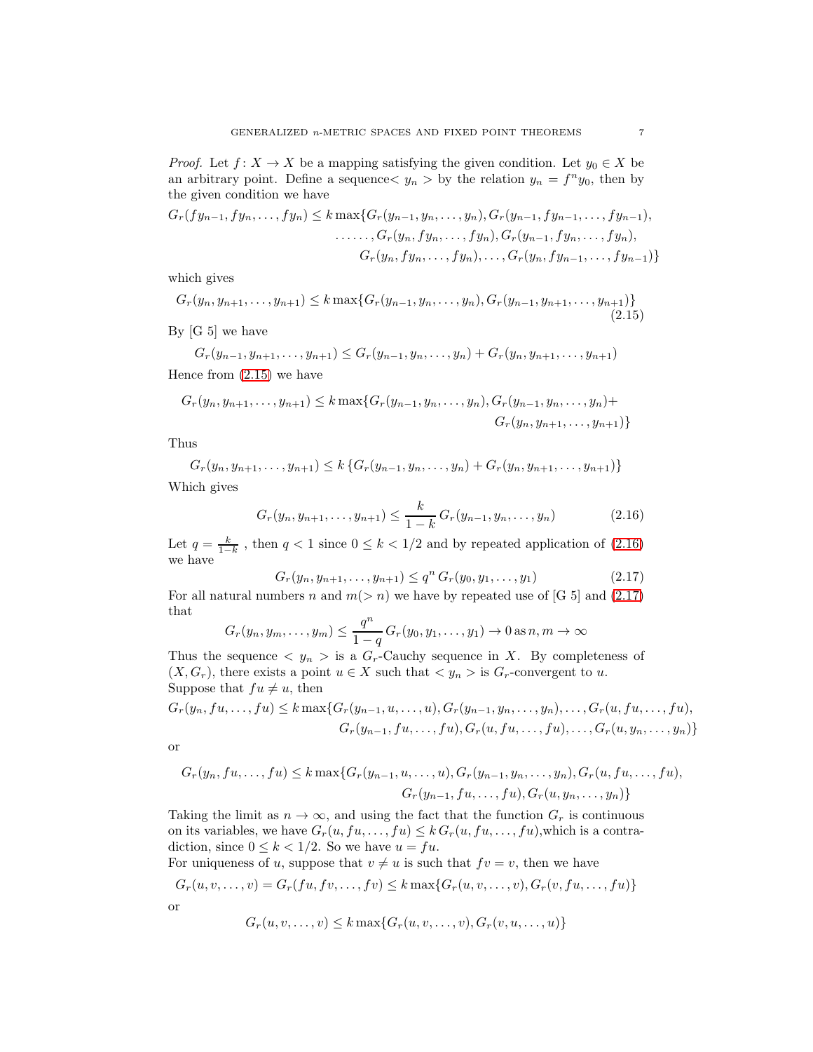*Proof.* Let $f\colon X \to X$ be a mapping satisfying the given condition. Let $y_0 \in X$ be an arbitrary point. Define a sequence$< y_n >$ by the relation $y_n = f^n y_0$, then by the given condition we have

$$G_r(fy_{n-1}, fy_n, \dots, fy_n) \leq k \max\{G_r(y_{n-1}, y_n, \dots, y_n), G_r(y_{n-1}, fy_{n-1}, \dots, fy_{n-1}), \\ \dots\dots, G_r(y_n, fy_n, \dots, fy_n), G_r(y_{n-1}, fy_n, \dots, fy_n), \\ G_r(y_n, fy_n, \dots, fy_n), \dots, G_r(y_n, fy_{n-1}, \dots, fy_{n-1})\}$$

which gives

$$G_r(y_n, y_{n+1}, \dots, y_{n+1}) \leq k \max\{G_r(y_{n-1}, y_n, \dots, y_n), G_r(y_{n-1}, y_{n+1}, \dots, y_{n+1})\} \tag{2.15}$$

By [G 5] we have

$$G_r(y_{n-1}, y_{n+1}, \dots, y_{n+1}) \leq G_r(y_{n-1}, y_n, \dots, y_n) + G_r(y_n, y_{n+1}, \dots, y_{n+1})$$

Hence from (2.15) we have

$$G_r(y_n, y_{n+1}, \dots, y_{n+1}) \leq k \max\{G_r(y_{n-1}, y_n, \dots, y_n), G_r(y_{n-1}, y_n, \dots, y_n) + \\ G_r(y_n, y_{n+1}, \dots, y_{n+1})\}$$

Thus

$$G_r(y_n, y_{n+1}, \dots, y_{n+1}) \leq k\,\{G_r(y_{n-1}, y_n, \dots, y_n) + G_r(y_n, y_{n+1}, \dots, y_{n+1})\}$$

Which gives

$$G_r(y_n, y_{n+1}, \dots, y_{n+1}) \leq \frac{k}{1-k}\, G_r(y_{n-1}, y_n, \dots, y_n) \tag{2.16}$$

Let $q = \frac{k}{1-k}$ , then $q < 1$ since $0 \leq k < 1/2$ and by repeated application of (2.16) we have

$$G_r(y_n, y_{n+1}, \dots, y_{n+1}) \leq q^n\, G_r(y_0, y_1, \dots, y_1) \tag{2.17}$$

For all natural numbers $n$ and $m(> n)$ we have by repeated use of [G 5] and (2.17) that

$$G_r(y_n, y_m, \dots, y_m) \leq \frac{q^n}{1-q}\, G_r(y_0, y_1, \dots, y_1) \to 0 \,\text{as}\, n, m \to \infty$$

Thus the sequence $< y_n >$ is a $G_r$-Cauchy sequence in $X$. By completeness of $(X, G_r)$, there exists a point $u \in X$ such that $< y_n >$ is $G_r$-convergent to $u$. Suppose that $fu \neq u$, then

$$G_r(y_n, fu, \dots, fu) \leq k \max\{G_r(y_{n-1}, u, \dots, u), G_r(y_{n-1}, y_n, \dots, y_n), \dots, G_r(u, fu, \dots, fu), \\ G_r(y_{n-1}, fu, \dots, fu), G_r(u, fu, \dots, fu), \dots, G_r(u, y_n, \dots, y_n)\}$$

or

$$G_r(y_n, fu, \dots, fu) \leq k \max\{G_r(y_{n-1}, u, \dots, u), G_r(y_{n-1}, y_n, \dots, y_n), G_r(u, fu, \dots, fu), \\ G_r(y_{n-1}, fu, \dots, fu), G_r(u, y_n, \dots, y_n)\}$$

Taking the limit as $n \to \infty$, and using the fact that the function $G_r$ is continuous on its variables, we have $G_r(u, fu, \dots, fu) \leq k\, G_r(u, fu, \dots, fu)$,which is a contradiction, since $0 \leq k < 1/2$. So we have $u = fu$.
For uniqueness of $u$, suppose that $v \neq u$ is such that $fv = v$, then we have

$$G_r(u, v, \dots, v) = G_r(fu, fv, \dots, fv) \leq k \max\{G_r(u, v, \dots, v), G_r(v, fu, \dots, fu)\}$$

or

$$G_r(u, v, \dots, v) \leq k \max\{G_r(u, v, \dots, v), G_r(v, u, \dots, u)\}$$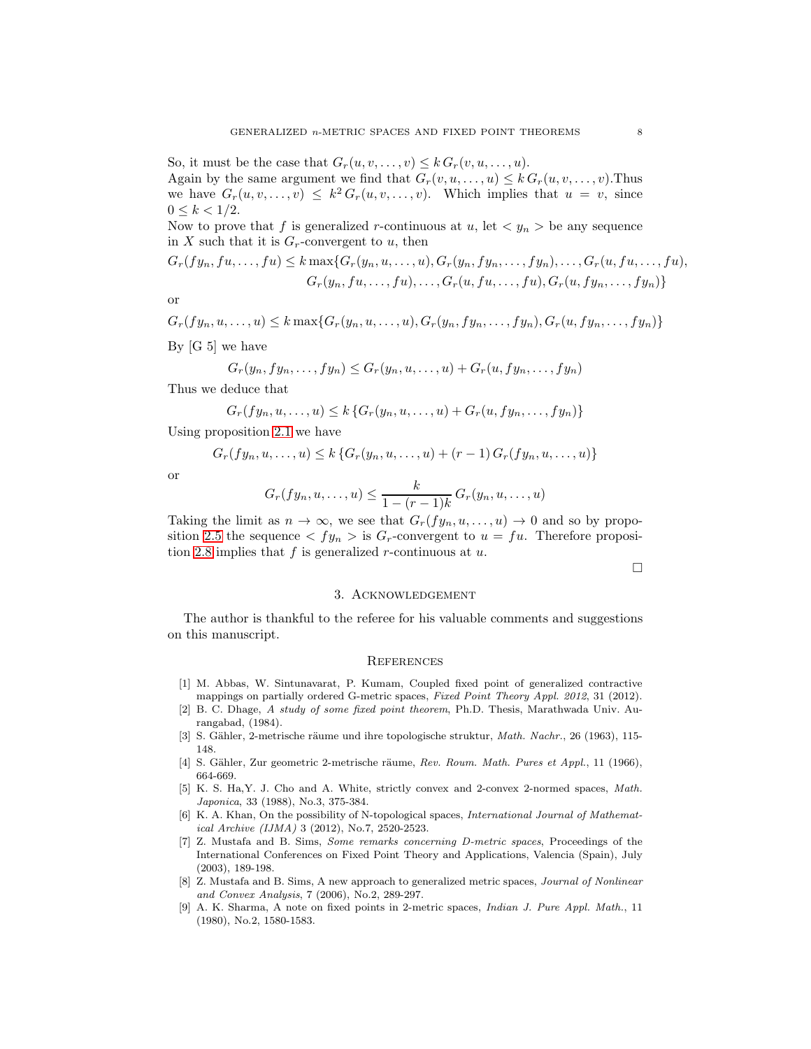So, it must be the case that $G_r(u, v, \ldots, v) \leq k\, G_r(v, u, \ldots, u)$.
Again by the same argument we find that $G_r(v, u, \ldots, u) \leq k\, G_r(u, v, \ldots, v)$.Thus we have $G_r(u, v, \ldots, v) \leq k^2\, G_r(u, v, \ldots, v)$. Which implies that $u = v$, since $0 \leq k < 1/2$.

Now to prove that $f$ is generalized $r$-continuous at $u$, let $< y_n >$ be any sequence in $X$ such that it is $G_r$-convergent to $u$, then

$$G_r(fy_n, fu, \ldots, fu) \leq k \max\{G_r(y_n, u, \ldots, u), G_r(y_n, fy_n, \ldots, fy_n), \ldots, G_r(u, fu, \ldots, fu), \\ G_r(y_n, fu, \ldots, fu), \ldots, G_r(u, fu, \ldots, fu), G_r(u, fy_n, \ldots, fy_n)\}$$

or

$$G_r(fy_n, u, \ldots, u) \leq k \max\{G_r(y_n, u, \ldots, u), G_r(y_n, fy_n, \ldots, fy_n), G_r(u, fy_n, \ldots, fy_n)\}$$

By [G 5] we have

$$G_r(y_n, fy_n, \ldots, fy_n) \leq G_r(y_n, u, \ldots, u) + G_r(u, fy_n, \ldots, fy_n)$$

Thus we deduce that

$$G_r(fy_n, u, \ldots, u) \leq k\, \{G_r(y_n, u, \ldots, u) + G_r(u, fy_n, \ldots, fy_n)\}$$

Using proposition 2.1 we have

$$G_r(fy_n, u, \ldots, u) \leq k\, \{G_r(y_n, u, \ldots, u) + (r-1)\, G_r(fy_n, u, \ldots, u)\}$$

or

$$G_r(fy_n, u, \ldots, u) \leq \frac{k}{1-(r-1)k}\, G_r(y_n, u, \ldots, u)$$

Taking the limit as $n \to \infty$, we see that $G_r(fy_n, u, \ldots, u) \to 0$ and so by proposition 2.5 the sequence $< fy_n >$ is $G_r$-convergent to $u = fu$. Therefore proposition 2.8 implies that $f$ is generalized $r$-continuous at $u$.

□

## 3. Acknowledgement

The author is thankful to the referee for his valuable comments and suggestions on this manuscript.

## References

[1] M. Abbas, W. Sintunavarat, P. Kumam, Coupled fixed point of generalized contractive mappings on partially ordered G-metric spaces, *Fixed Point Theory Appl. 2012*, 31 (2012).

[2] B. C. Dhage, *A study of some fixed point theorem*, Ph.D. Thesis, Marathwada Univ. Aurangabad, (1984).

[3] S. Gähler, 2-metrische räume und ihre topologische struktur, *Math. Nachr.*, 26 (1963), 115-148.

[4] S. Gähler, Zur geometric 2-metrische räume, *Rev. Roum. Math. Pures et Appl.*, 11 (1966), 664-669.

[5] K. S. Ha,Y. J. Cho and A. White, strictly convex and 2-convex 2-normed spaces, *Math. Japonica*, 33 (1988), No.3, 375-384.

[6] K. A. Khan, On the possibility of N-topological spaces, *International Journal of Mathematical Archive (IJMA)* 3 (2012), No.7, 2520-2523.

[7] Z. Mustafa and B. Sims, *Some remarks concerning D-metric spaces*, Proceedings of the International Conferences on Fixed Point Theory and Applications, Valencia (Spain), July (2003), 189-198.

[8] Z. Mustafa and B. Sims, A new approach to generalized metric spaces, *Journal of Nonlinear and Convex Analysis*, 7 (2006), No.2, 289-297.

[9] A. K. Sharma, A note on fixed points in 2-metric spaces, *Indian J. Pure Appl. Math.*, 11 (1980), No.2, 1580-1583.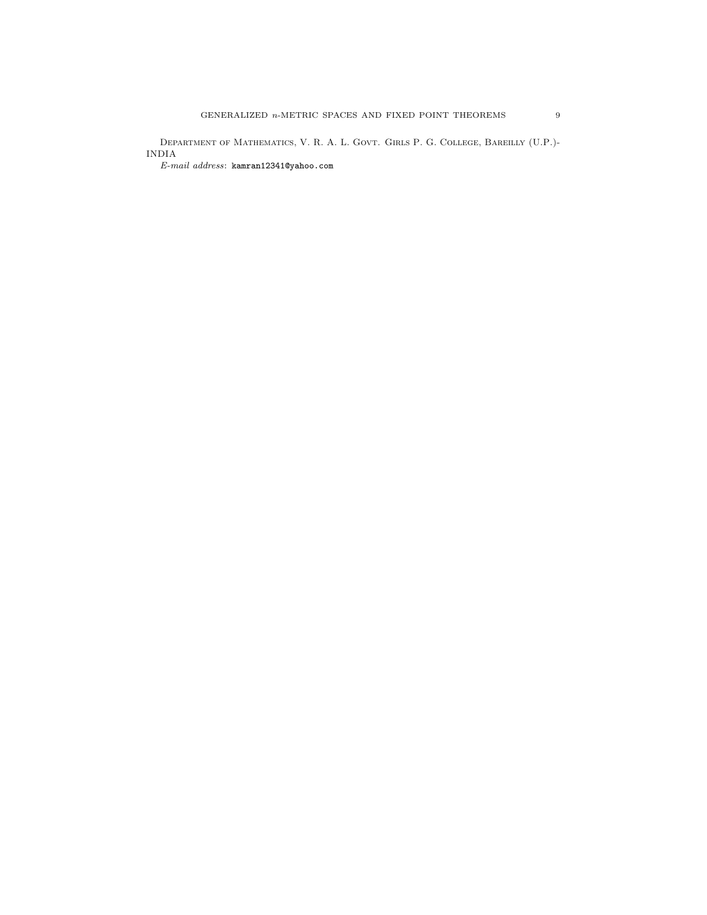Department of Mathematics, V. R. A. L. Govt. Girls P. G. College, Bareilly (U.P.)-INDIA

*E-mail address*: kamran12341@yahoo.com